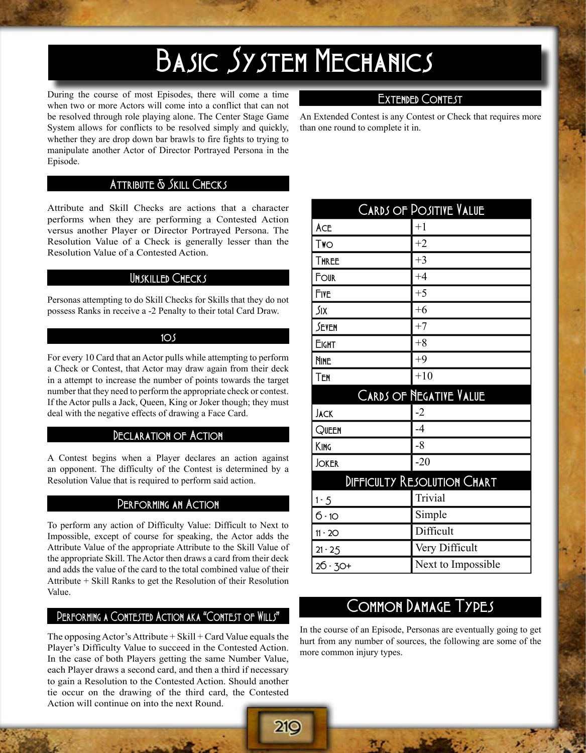# Basic System Mechanics

During the course of most Episodes, there will come a time when two or more Actors will come into a conflict that can not be resolved through role playing alone. The Center Stage Game System allows for conflicts to be resolved simply and quickly, whether they are drop down bar brawls to fire fights to trying to manipulate another Actor of Director Portrayed Persona in the Episode.

## Attribute & Skill Checks

Attribute and Skill Checks are actions that a character performs when they are performing a Contested Action versus another Player or Director Portrayed Persona. The Resolution Value of a Check is generally lesser than the Resolution Value of a Contested Action.

## Unskilled Checks

Personas attempting to do Skill Checks for Skills that they do not possess Ranks in receive a -2 Penalty to their total Card Draw.

## 10s

For every 10 Card that an Actor pulls while attempting to perform a Check or Contest, that Actor may draw again from their deck in a attempt to increase the number of points towards the target number that they need to perform the appropriate check or contest. If the Actor pulls a Jack, Queen, King or Joker though; they must deal with the negative effects of drawing a Face Card.

## Declaration of Action

A Contest begins when a Player declares an action against an opponent. The difficulty of the Contest is determined by a Resolution Value that is required to perform said action.

## Performing an Action

To perform any action of Difficulty Value: Difficult to Next to Impossible, except of course for speaking, the Actor adds the Attribute Value of the appropriate Attribute to the Skill Value of the appropriate Skill. The Actor then draws a card from their deck and adds the value of the card to the total combined value of their Attribute + Skill Ranks to get the Resolution of their Resolution Value.

## Performing a Contested Action aka "Contest of Wills"

The opposing Actor's Attribute + Skill + Card Value equals the Player's Difficulty Value to succeed in the Contested Action. In the case of both Players getting the same Number Value, each Player draws a second card, and then a third if necessary to gain a Resolution to the Contested Action. Should another tie occur on the drawing of the third card, the Contested Action will continue on into the next Round.

## Extended Contest

An Extended Contest is any Contest or Check that requires more than one round to complete it in.

| Cards of Positive Value | |
|---|---|
| Ace | +1 |
| Two | +2 |
| Three | +3 |
| Four | +4 |
| Five | +5 |
| Six | +6 |
| Seven | +7 |
| Eight | +8 |
| Nine | +9 |
| Ten | +10 |
| **Cards of Negative Value** | |
| Jack | -2 |
| Queen | -4 |
| King | -8 |
| Joker | -20 |
| **Difficulty Resolution Chart** | |
| 1 - 5 | Trivial |
| 6 - 10 | Simple |
| 11 - 20 | Difficult |
| 21 - 25 | Very Difficult |
| 26 - 30+ | Next to Impossible |

# Common Damage Types

In the course of an Episode, Personas are eventually going to get hurt from any number of sources, the following are some of the more common injury types.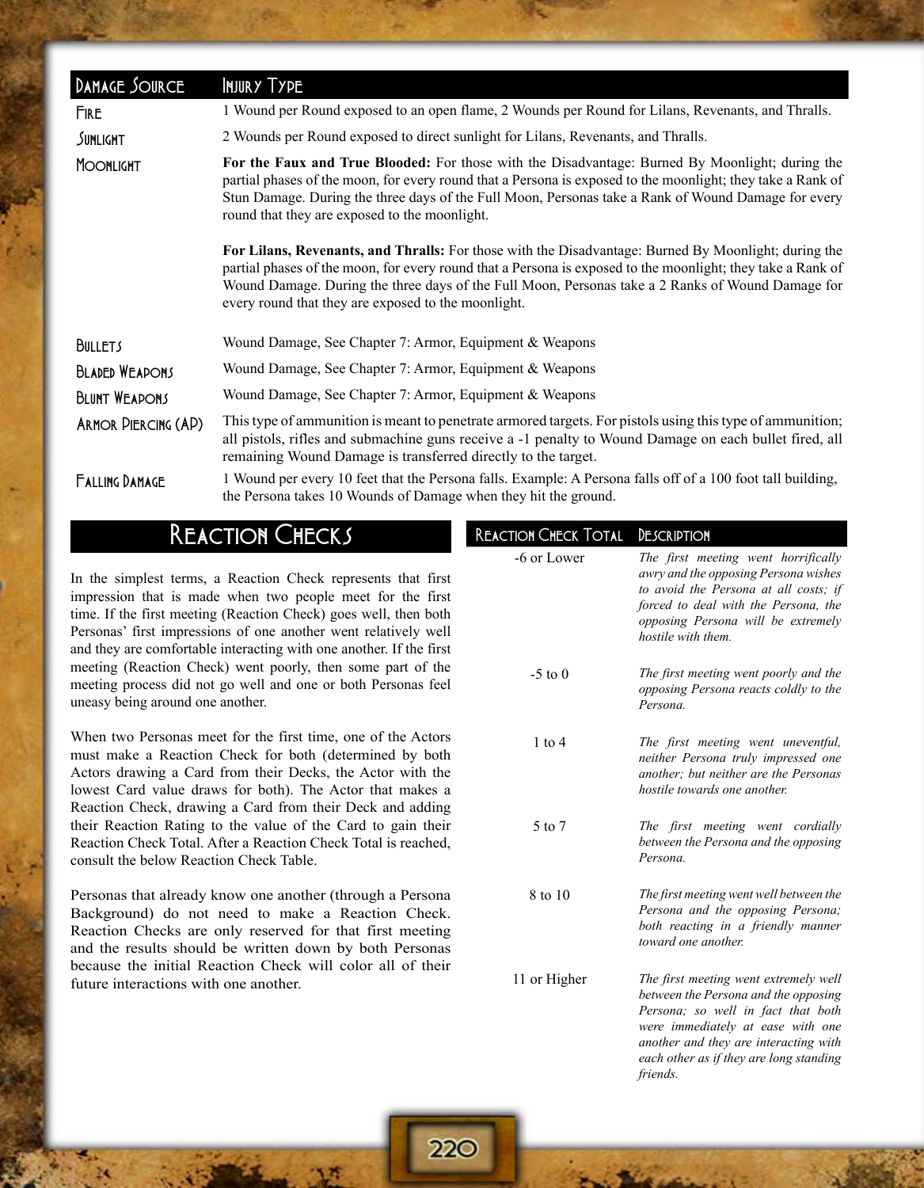| Damage Source | Injury Type |
| --- | --- |
| Fire | 1 Wound per Round exposed to an open flame, 2 Wounds per Round for Lilans, Revenants, and Thralls. |
| Sunlight | 2 Wounds per Round exposed to direct sunlight for Lilans, Revenants, and Thralls. |
| Moonlight | **For the Faux and True Blooded:** For those with the Disadvantage: Burned By Moonlight; during the partial phases of the moon, for every round that a Persona is exposed to the moonlight; they take a Rank of Stun Damage. During the three days of the Full Moon, Personas take a Rank of Wound Damage for every round that they are exposed to the moonlight.<br><br>**For Lilans, Revenants, and Thralls:** For those with the Disadvantage: Burned By Moonlight; during the partial phases of the moon, for every round that a Persona is exposed to the moonlight; they take a Rank of Wound Damage. During the three days of the Full Moon, Personas take a 2 Ranks of Wound Damage for every round that they are exposed to the moonlight. |
| Bullets | Wound Damage, See Chapter 7: Armor, Equipment & Weapons |
| Bladed Weapons | Wound Damage, See Chapter 7: Armor, Equipment & Weapons |
| Blunt Weapons | Wound Damage, See Chapter 7: Armor, Equipment & Weapons |
| Armor Piercing (AP) | This type of ammunition is meant to penetrate armored targets. For pistols using this type of ammunition; all pistols, rifles and submachine guns receive a -1 penalty to Wound Damage on each bullet fired, all remaining Wound Damage is transferred directly to the target. |
| Falling Damage | 1 Wound per every 10 feet that the Persona falls. Example: A Persona falls off of a 100 foot tall building, the Persona takes 10 Wounds of Damage when they hit the ground. |

# Reaction Checks

In the simplest terms, a Reaction Check represents that first impression that is made when two people meet for the first time. If the first meeting (Reaction Check) goes well, then both Personas' first impressions of one another went relatively well and they are comfortable interacting with one another. If the first meeting (Reaction Check) went poorly, then some part of the meeting process did not go well and one or both Personas feel uneasy being around one another.

When two Personas meet for the first time, one of the Actors must make a Reaction Check for both (determined by both Actors drawing a Card from their Decks, the Actor with the lowest Card value draws for both). The Actor that makes a Reaction Check, drawing a Card from their Deck and adding their Reaction Rating to the value of the Card to gain their Reaction Check Total. After a Reaction Check Total is reached, consult the below Reaction Check Table.

Personas that already know one another (through a Persona Background) do not need to make a Reaction Check. Reaction Checks are only reserved for that first meeting and the results should be written down by both Personas because the initial Reaction Check will color all of their future interactions with one another.

| Reaction Check Total | Description |
| --- | --- |
| -6 or Lower | *The first meeting went horrifically awry and the opposing Persona wishes to avoid the Persona at all costs; if forced to deal with the Persona, the opposing Persona will be extremely hostile with them.* |
| -5 to 0 | *The first meeting went poorly and the opposing Persona reacts coldly to the Persona.* |
| 1 to 4 | *The first meeting went uneventful, neither Persona truly impressed one another; but neither are the Personas hostile towards one another.* |
| 5 to 7 | *The first meeting went cordially between the Persona and the opposing Persona.* |
| 8 to 10 | *The first meeting went well between the Persona and the opposing Persona; both reacting in a friendly manner toward one another.* |
| 11 or Higher | *The first meeting went extremely well between the Persona and the opposing Persona; so well in fact that both were immediately at ease with one another and they are interacting with each other as if they are long standing friends.* |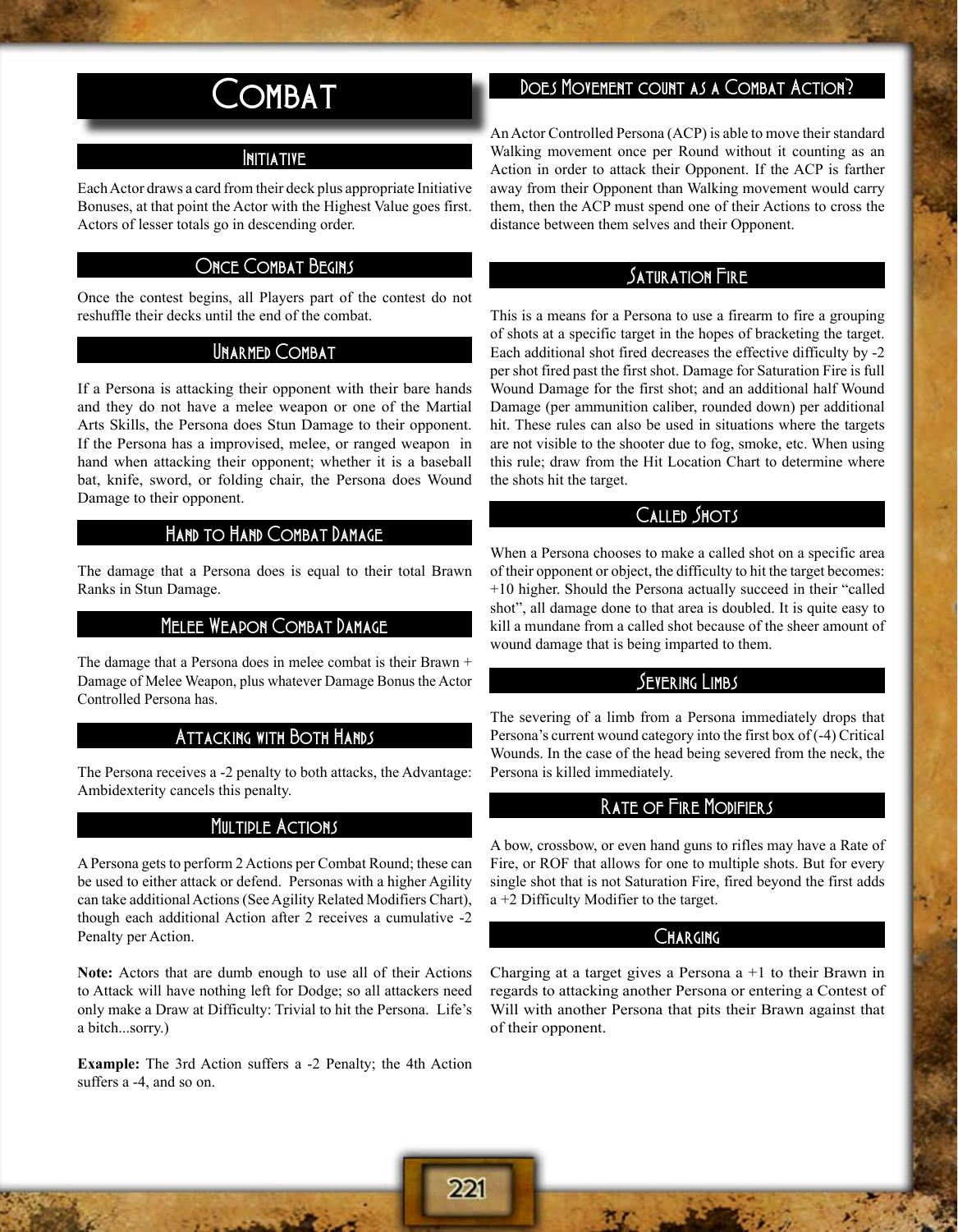# Combat

## Initiative

Each Actor draws a card from their deck plus appropriate Initiative Bonuses, at that point the Actor with the Highest Value goes first. Actors of lesser totals go in descending order.

## Once Combat Begins

Once the contest begins, all Players part of the contest do not reshuffle their decks until the end of the combat.

## Unarmed Combat

If a Persona is attacking their opponent with their bare hands and they do not have a melee weapon or one of the Martial Arts Skills, the Persona does Stun Damage to their opponent. If the Persona has a improvised, melee, or ranged weapon in hand when attacking their opponent; whether it is a baseball bat, knife, sword, or folding chair, the Persona does Wound Damage to their opponent.

## Hand to Hand Combat Damage

The damage that a Persona does is equal to their total Brawn Ranks in Stun Damage.

## Melee Weapon Combat Damage

The damage that a Persona does in melee combat is their Brawn + Damage of Melee Weapon, plus whatever Damage Bonus the Actor Controlled Persona has.

## Attacking with Both Hands

The Persona receives a -2 penalty to both attacks, the Advantage: Ambidexterity cancels this penalty.

## Multiple Actions

A Persona gets to perform 2 Actions per Combat Round; these can be used to either attack or defend. Personas with a higher Agility can take additional Actions (See Agility Related Modifiers Chart), though each additional Action after 2 receives a cumulative -2 Penalty per Action.

**Note:** Actors that are dumb enough to use all of their Actions to Attack will have nothing left for Dodge; so all attackers need only make a Draw at Difficulty: Trivial to hit the Persona. Life's a bitch...sorry.)

**Example:** The 3rd Action suffers a -2 Penalty; the 4th Action suffers a -4, and so on.

## Does Movement count as a Combat Action?

An Actor Controlled Persona (ACP) is able to move their standard Walking movement once per Round without it counting as an Action in order to attack their Opponent. If the ACP is farther away from their Opponent than Walking movement would carry them, then the ACP must spend one of their Actions to cross the distance between them selves and their Opponent.

## Saturation Fire

This is a means for a Persona to use a firearm to fire a grouping of shots at a specific target in the hopes of bracketing the target. Each additional shot fired decreases the effective difficulty by -2 per shot fired past the first shot. Damage for Saturation Fire is full Wound Damage for the first shot; and an additional half Wound Damage (per ammunition caliber, rounded down) per additional hit. These rules can also be used in situations where the targets are not visible to the shooter due to fog, smoke, etc. When using this rule; draw from the Hit Location Chart to determine where the shots hit the target.

## Called Shots

When a Persona chooses to make a called shot on a specific area of their opponent or object, the difficulty to hit the target becomes: +10 higher. Should the Persona actually succeed in their "called shot", all damage done to that area is doubled. It is quite easy to kill a mundane from a called shot because of the sheer amount of wound damage that is being imparted to them.

## Severing Limbs

The severing of a limb from a Persona immediately drops that Persona's current wound category into the first box of (-4) Critical Wounds. In the case of the head being severed from the neck, the Persona is killed immediately.

## Rate of Fire Modifiers

A bow, crossbow, or even hand guns to rifles may have a Rate of Fire, or ROF that allows for one to multiple shots. But for every single shot that is not Saturation Fire, fired beyond the first adds a +2 Difficulty Modifier to the target.

## Charging

Charging at a target gives a Persona a +1 to their Brawn in regards to attacking another Persona or entering a Contest of Will with another Persona that pits their Brawn against that of their opponent.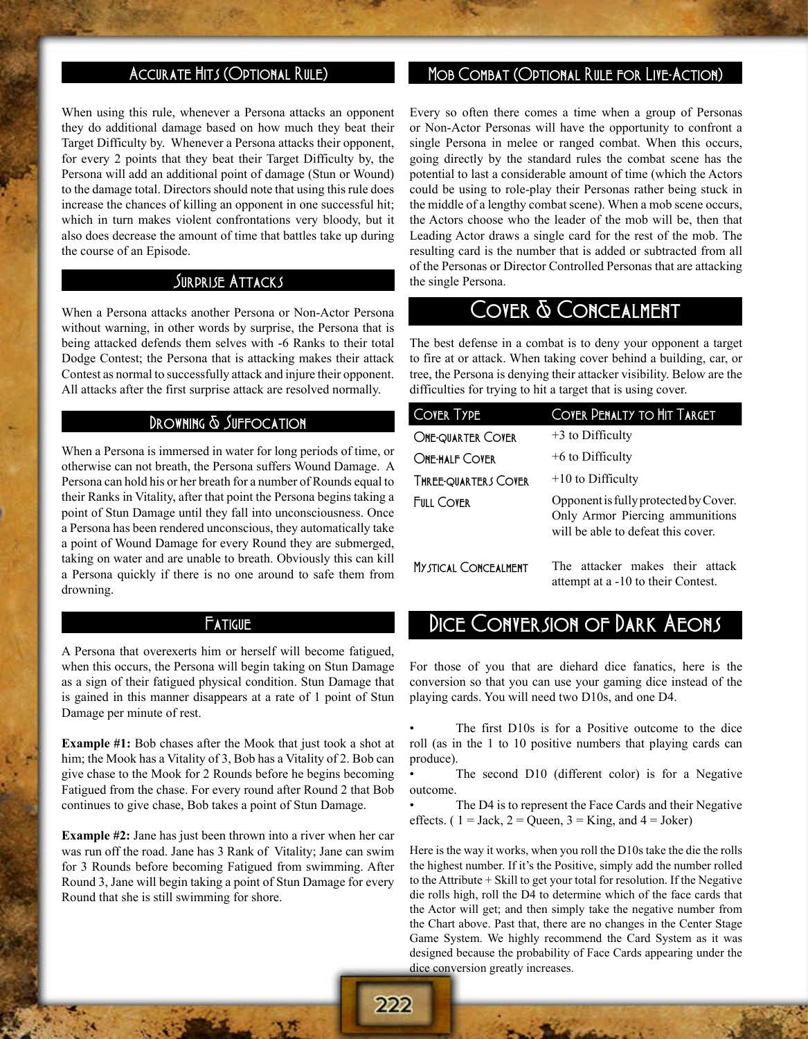## Accurate Hits (Optional Rule)

When using this rule, whenever a Persona attacks an opponent they do additional damage based on how much they beat their Target Difficulty by. Whenever a Persona attacks their opponent, for every 2 points that they beat their Target Difficulty by, the Persona will add an additional point of damage (Stun or Wound) to the damage total. Directors should note that using this rule does increase the chances of killing an opponent in one successful hit; which in turn makes violent confrontations very bloody, but it also does decrease the amount of time that battles take up during the course of an Episode.

## Surprise Attacks

When a Persona attacks another Persona or Non-Actor Persona without warning, in other words by surprise, the Persona that is being attacked defends them selves with -6 Ranks to their total Dodge Contest; the Persona that is attacking makes their attack Contest as normal to successfully attack and injure their opponent. All attacks after the first surprise attack are resolved normally.

## Drowning & Suffocation

When a Persona is immersed in water for long periods of time, or otherwise can not breath, the Persona suffers Wound Damage. A Persona can hold his or her breath for a number of Rounds equal to their Ranks in Vitality, after that point the Persona begins taking a point of Stun Damage until they fall into unconsciousness. Once a Persona has been rendered unconscious, they automatically take a point of Wound Damage for every Round they are submerged, taking on water and are unable to breath. Obviously this can kill a Persona quickly if there is no one around to safe them from drowning.

## Fatigue

A Persona that overexerts him or herself will become fatigued, when this occurs, the Persona will begin taking on Stun Damage as a sign of their fatigued physical condition. Stun Damage that is gained in this manner disappears at a rate of 1 point of Stun Damage per minute of rest.

**Example #1:** Bob chases after the Mook that just took a shot at him; the Mook has a Vitality of 3, Bob has a Vitality of 2. Bob can give chase to the Mook for 2 Rounds before he begins becoming Fatigued from the chase. For every round after Round 2 that Bob continues to give chase, Bob takes a point of Stun Damage.

**Example #2:** Jane has just been thrown into a river when her car was run off the road. Jane has 3 Rank of Vitality; Jane can swim for 3 Rounds before becoming Fatigued from swimming. After Round 3, Jane will begin taking a point of Stun Damage for every Round that she is still swimming for shore.

## Mob Combat (Optional Rule for Live-Action)

Every so often there comes a time when a group of Personas or Non-Actor Personas will have the opportunity to confront a single Persona in melee or ranged combat. When this occurs, going directly by the standard rules the combat scene has the potential to last a considerable amount of time (which the Actors could be using to role-play their Personas rather being stuck in the middle of a lengthy combat scene). When a mob scene occurs, the Actors choose who the leader of the mob will be, then that Leading Actor draws a single card for the rest of the mob. The resulting card is the number that is added or subtracted from all of the Personas or Director Controlled Personas that are attacking the single Persona.

# Cover & Concealment

The best defense in a combat is to deny your opponent a target to fire at or attack. When taking cover behind a building, car, or tree, the Persona is denying their attacker visibility. Below are the difficulties for trying to hit a target that is using cover.

| Cover Type | Cover Penalty to Hit Target |
| --- | --- |
| One-quarter Cover | +3 to Difficulty |
| One-half Cover | +6 to Difficulty |
| Three-quarters Cover | +10 to Difficulty |
| Full Cover | Opponent is fully protected by Cover. Only Armor Piercing ammunitions will be able to defeat this cover. |
| Mystical Concealment | The attacker makes their attack attempt at a -10 to their Contest. |

# Dice Conversion of Dark Aeons

For those of you that are diehard dice fanatics, here is the conversion so that you can use your gaming dice instead of the playing cards. You will need two D10s, and one D4.

- The first D10s is for a Positive outcome to the dice roll (as in the 1 to 10 positive numbers that playing cards can produce).
- The second D10 (different color) is for a Negative outcome.
- The D4 is to represent the Face Cards and their Negative effects. ( 1 = Jack, 2 = Queen, 3 = King, and 4 = Joker)

Here is the way it works, when you roll the D10s take the die the rolls the highest number. If it's the Positive, simply add the number rolled to the Attribute + Skill to get your total for resolution. If the Negative die rolls high, roll the D4 to determine which of the face cards that the Actor will get; and then simply take the negative number from the Chart above. Past that, there are no changes in the Center Stage Game System. We highly recommend the Card System as it was designed because the probability of Face Cards appearing under the dice conversion greatly increases.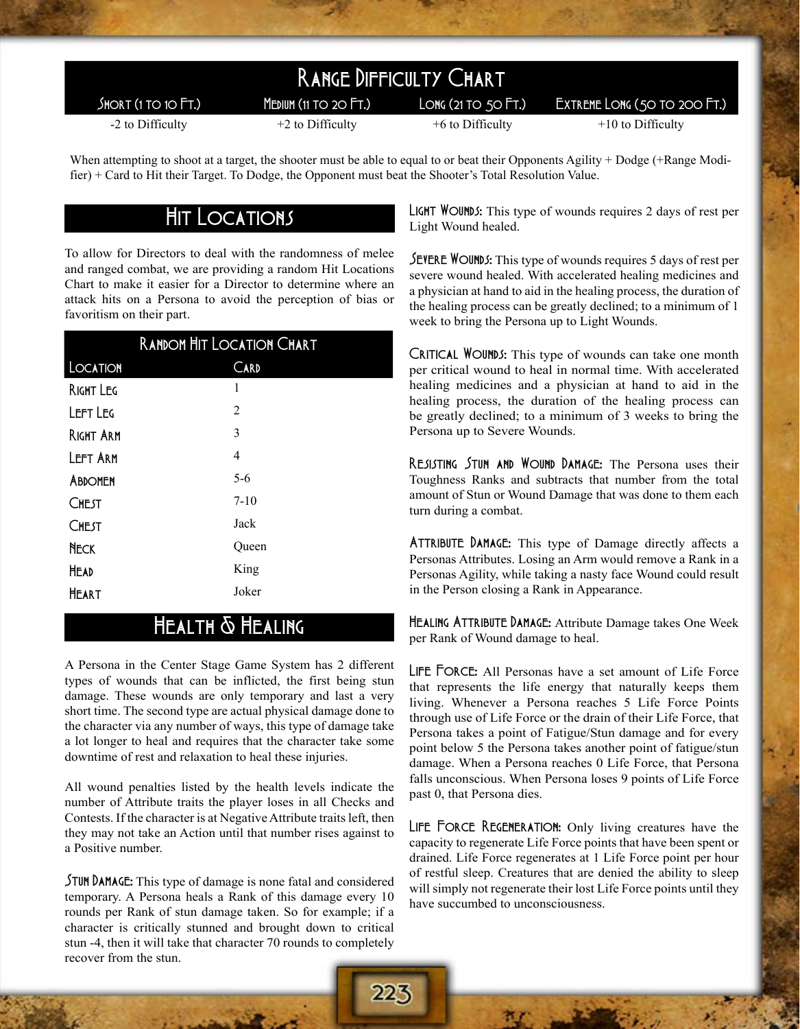## Range Difficulty Chart

| Short (1 to 10 Ft.) | Medium (11 to 20 Ft.) | Long (21 to 50 Ft.) | Extreme Long (50 to 200 Ft.) |
|---|---|---|---|
| -2 to Difficulty | +2 to Difficulty | +6 to Difficulty | +10 to Difficulty |

When attempting to shoot at a target, the shooter must be able to equal to or beat their Opponents Agility + Dodge (+Range Modifier) + Card to Hit their Target. To Dodge, the Opponent must beat the Shooter's Total Resolution Value.

## Hit Locations

To allow for Directors to deal with the randomness of melee and ranged combat, we are providing a random Hit Locations Chart to make it easier for a Director to determine where an attack hits on a Persona to avoid the perception of bias or favoritism on their part.

### Random Hit Location Chart

| Location | Card |
|---|---|
| Right Leg | 1 |
| Left Leg | 2 |
| Right Arm | 3 |
| Left Arm | 4 |
| Abdomen | 5-6 |
| Chest | 7-10 |
| Chest | Jack |
| Neck | Queen |
| Head | King |
| Heart | Joker |

## Health & Healing

A Persona in the Center Stage Game System has 2 different types of wounds that can be inflicted, the first being stun damage. These wounds are only temporary and last a very short time. The second type are actual physical damage done to the character via any number of ways, this type of damage take a lot longer to heal and requires that the character take some downtime of rest and relaxation to heal these injuries.

All wound penalties listed by the health levels indicate the number of Attribute traits the player loses in all Checks and Contests. If the character is at Negative Attribute traits left, then they may not take an Action until that number rises against to a Positive number.

**Stun Damage:** This type of damage is none fatal and considered temporary. A Persona heals a Rank of this damage every 10 rounds per Rank of stun damage taken. So for example; if a character is critically stunned and brought down to critical stun -4, then it will take that character 70 rounds to completely recover from the stun.

**Light Wounds:** This type of wounds requires 2 days of rest per Light Wound healed.

**Severe Wounds:** This type of wounds requires 5 days of rest per severe wound healed. With accelerated healing medicines and a physician at hand to aid in the healing process, the duration of the healing process can be greatly declined; to a minimum of 1 week to bring the Persona up to Light Wounds.

**Critical Wounds:** This type of wounds can take one month per critical wound to heal in normal time. With accelerated healing medicines and a physician at hand to aid in the healing process, the duration of the healing process can be greatly declined; to a minimum of 3 weeks to bring the Persona up to Severe Wounds.

**Resisting Stun and Wound Damage:** The Persona uses their Toughness Ranks and subtracts that number from the total amount of Stun or Wound Damage that was done to them each turn during a combat.

**Attribute Damage:** This type of Damage directly affects a Personas Attributes. Losing an Arm would remove a Rank in a Personas Agility, while taking a nasty face Wound could result in the Person closing a Rank in Appearance.

**Healing Attribute Damage:** Attribute Damage takes One Week per Rank of Wound damage to heal.

**Life Force:** All Personas have a set amount of Life Force that represents the life energy that naturally keeps them living. Whenever a Persona reaches 5 Life Force Points through use of Life Force or the drain of their Life Force, that Persona takes a point of Fatigue/Stun damage and for every point below 5 the Persona takes another point of fatigue/stun damage. When a Persona reaches 0 Life Force, that Persona falls unconscious. When Persona loses 9 points of Life Force past 0, that Persona dies.

**Life Force Regeneration:** Only living creatures have the capacity to regenerate Life Force points that have been spent or drained. Life Force regenerates at 1 Life Force point per hour of restful sleep. Creatures that are denied the ability to sleep will simply not regenerate their lost Life Force points until they have succumbed to unconsciousness.